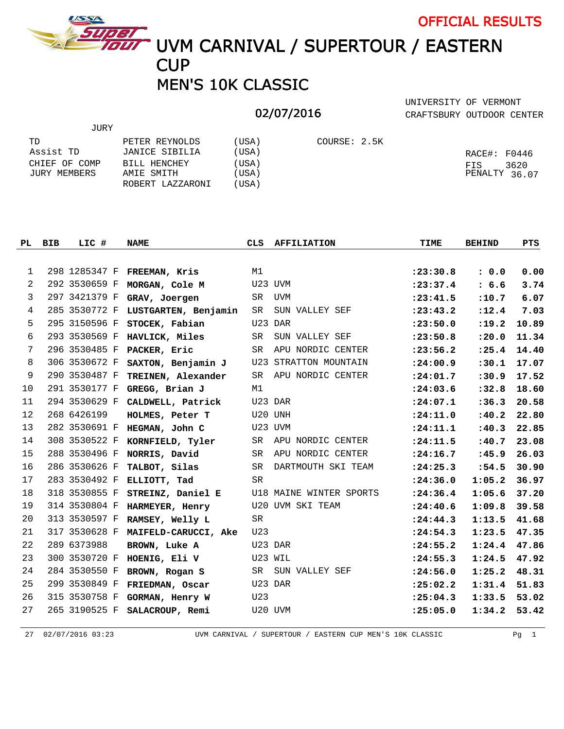OFFICIAL RESULTS

# UVM CARNIVAL / SUPERTOUR / EASTERN CUP
# MEN'S 10K CLASSIC

02/07/2016

UNIVERSITY OF VERMONT
CRAFTSBURY OUTDOOR CENTER

JURY

| | | |
|---|---|---|
| TD | PETER REYNOLDS | (USA) |
| Assist TD | JANICE SIBILIA | (USA) |
| CHIEF OF COMP | BILL HENCHEY | (USA) |
| JURY MEMBERS | AMIE SMITH | (USA) |
| | ROBERT LAZZARONI | (USA) |

COURSE: 2.5K

RACE#: F0446
FIS 3620
PENALTY 36.07

| PL | BIB | LIC # | NAME | CLS | AFFILIATION | TIME | BEHIND | PTS |
|---|---|---|---|---|---|---|---|---|
| 1 | 298 | 1285347 F | **FREEMAN, Kris** | M1 | | **:23:30.8** | **: 0.0** | **0.00** |
| 2 | 292 | 3530659 F | **MORGAN, Cole M** | U23 | UVM | **:23:37.4** | **: 6.6** | **3.74** |
| 3 | 297 | 3421379 F | **GRAV, Joergen** | SR | UVM | **:23:41.5** | **:10.7** | **6.07** |
| 4 | 285 | 3530772 F | **LUSTGARTEN, Benjamin** | SR | SUN VALLEY SEF | **:23:43.2** | **:12.4** | **7.03** |
| 5 | 295 | 3150596 F | **STOCEK, Fabian** | U23 | DAR | **:23:50.0** | **:19.2** | **10.89** |
| 6 | 293 | 3530569 F | **HAVLICK, Miles** | SR | SUN VALLEY SEF | **:23:50.8** | **:20.0** | **11.34** |
| 7 | 296 | 3530485 F | **PACKER, Eric** | SR | APU NORDIC CENTER | **:23:56.2** | **:25.4** | **14.40** |
| 8 | 306 | 3530672 F | **SAXTON, Benjamin J** | U23 | STRATTON MOUNTAIN | **:24:00.9** | **:30.1** | **17.07** |
| 9 | 290 | 3530487 F | **TREINEN, Alexander** | SR | APU NORDIC CENTER | **:24:01.7** | **:30.9** | **17.52** |
| 10 | 291 | 3530177 F | **GREGG, Brian J** | M1 | | **:24:03.6** | **:32.8** | **18.60** |
| 11 | 294 | 3530629 F | **CALDWELL, Patrick** | U23 | DAR | **:24:07.1** | **:36.3** | **20.58** |
| 12 | 268 | 6426199 | **HOLMES, Peter T** | U20 | UNH | **:24:11.0** | **:40.2** | **22.80** |
| 13 | 282 | 3530691 F | **HEGMAN, John C** | U23 | UVM | **:24:11.1** | **:40.3** | **22.85** |
| 14 | 308 | 3530522 F | **KORNFIELD, Tyler** | SR | APU NORDIC CENTER | **:24:11.5** | **:40.7** | **23.08** |
| 15 | 288 | 3530496 F | **NORRIS, David** | SR | APU NORDIC CENTER | **:24:16.7** | **:45.9** | **26.03** |
| 16 | 286 | 3530626 F | **TALBOT, Silas** | SR | DARTMOUTH SKI TEAM | **:24:25.3** | **:54.5** | **30.90** |
| 17 | 283 | 3530492 F | **ELLIOTT, Tad** | SR | | **:24:36.0** | **1:05.2** | **36.97** |
| 18 | 318 | 3530855 F | **STREINZ, Daniel E** | U18 | MAINE WINTER SPORTS | **:24:36.4** | **1:05.6** | **37.20** |
| 19 | 314 | 3530804 F | **HARMEYER, Henry** | U20 | UVM SKI TEAM | **:24:40.6** | **1:09.8** | **39.58** |
| 20 | 313 | 3530597 F | **RAMSEY, Welly L** | SR | | **:24:44.3** | **1:13.5** | **41.68** |
| 21 | 317 | 3530628 F | **MAIFELD-CARUCCI, Ake** | U23 | | **:24:54.3** | **1:23.5** | **47.35** |
| 22 | 289 | 6373988 | **BROWN, Luke A** | U23 | DAR | **:24:55.2** | **1:24.4** | **47.86** |
| 23 | 300 | 3530720 F | **HOENIG, Eli V** | U23 | WIL | **:24:55.3** | **1:24.5** | **47.92** |
| 24 | 284 | 3530550 F | **BROWN, Rogan S** | SR | SUN VALLEY SEF | **:24:56.0** | **1:25.2** | **48.31** |
| 25 | 299 | 3530849 F | **FRIEDMAN, Oscar** | U23 | DAR | **:25:02.2** | **1:31.4** | **51.83** |
| 26 | 315 | 3530758 F | **GORMAN, Henry W** | U23 | | **:25:04.3** | **1:33.5** | **53.02** |
| 27 | 265 | 3190525 F | **SALACROUP, Remi** | U20 | UVM | **:25:05.0** | **1:34.2** | **53.42** |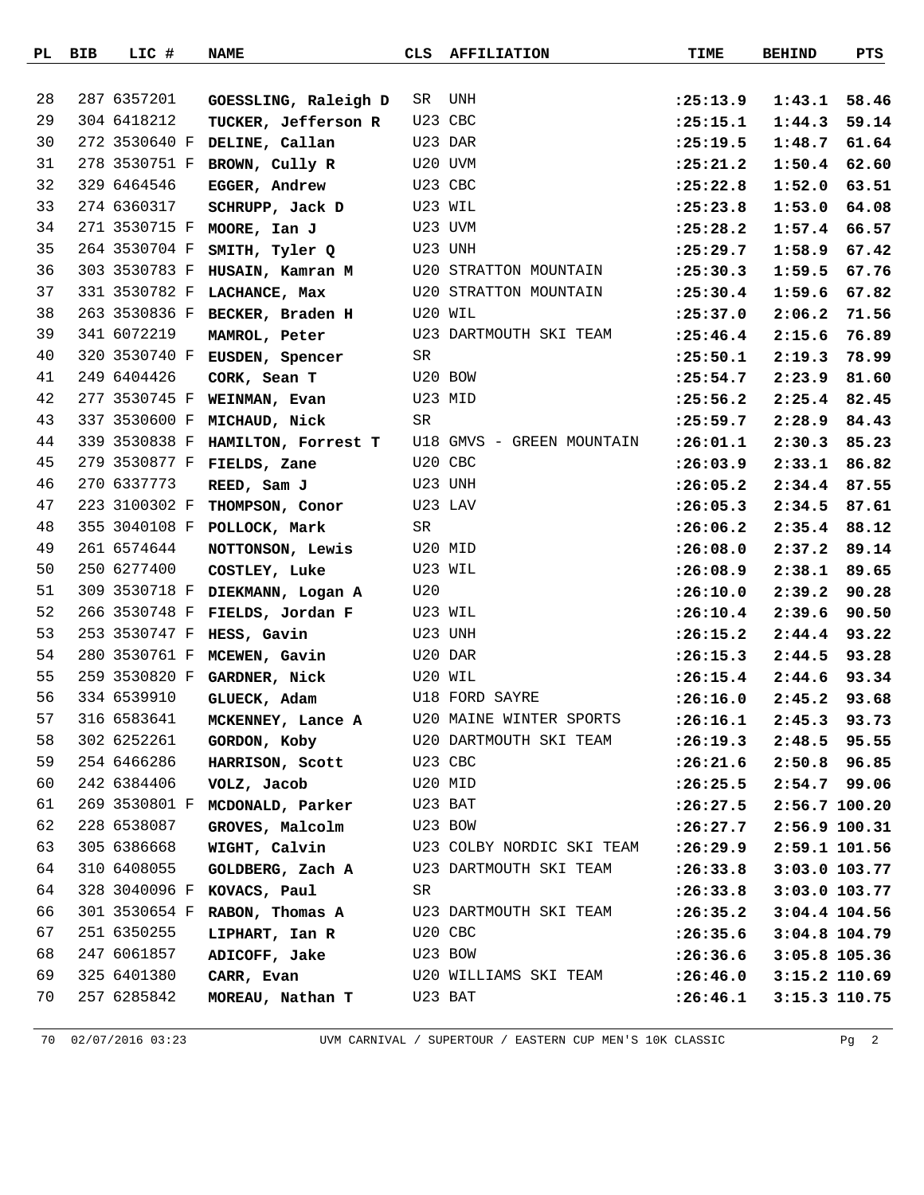| PL | BIB | LIC # | NAME | CLS | AFFILIATION | TIME | BEHIND | PTS |
|---|---|---|---|---|---|---|---|---|
| 28 | 287 | 6357201 | **GOESSLING, Raleigh D** | SR | UNH | **:25:13.9** | **1:43.1** | **58.46** |
| 29 | 304 | 6418212 | **TUCKER, Jefferson R** | U23 | CBC | **:25:15.1** | **1:44.3** | **59.14** |
| 30 | 272 | 3530640 F | **DELINE, Callan** | U23 | DAR | **:25:19.5** | **1:48.7** | **61.64** |
| 31 | 278 | 3530751 F | **BROWN, Cully R** | U20 | UVM | **:25:21.2** | **1:50.4** | **62.60** |
| 32 | 329 | 6464546 | **EGGER, Andrew** | U23 | CBC | **:25:22.8** | **1:52.0** | **63.51** |
| 33 | 274 | 6360317 | **SCHRUPP, Jack D** | U23 | WIL | **:25:23.8** | **1:53.0** | **64.08** |
| 34 | 271 | 3530715 F | **MOORE, Ian J** | U23 | UVM | **:25:28.2** | **1:57.4** | **66.57** |
| 35 | 264 | 3530704 F | **SMITH, Tyler Q** | U23 | UNH | **:25:29.7** | **1:58.9** | **67.42** |
| 36 | 303 | 3530783 F | **HUSAIN, Kamran M** | U20 | STRATTON MOUNTAIN | **:25:30.3** | **1:59.5** | **67.76** |
| 37 | 331 | 3530782 F | **LACHANCE, Max** | U20 | STRATTON MOUNTAIN | **:25:30.4** | **1:59.6** | **67.82** |
| 38 | 263 | 3530836 F | **BECKER, Braden H** | U20 | WIL | **:25:37.0** | **2:06.2** | **71.56** |
| 39 | 341 | 6072219 | **MAMROL, Peter** | U23 | DARTMOUTH SKI TEAM | **:25:46.4** | **2:15.6** | **76.89** |
| 40 | 320 | 3530740 F | **EUSDEN, Spencer** | SR | | **:25:50.1** | **2:19.3** | **78.99** |
| 41 | 249 | 6404426 | **CORK, Sean T** | U20 | BOW | **:25:54.7** | **2:23.9** | **81.60** |
| 42 | 277 | 3530745 F | **WEINMAN, Evan** | U23 | MID | **:25:56.2** | **2:25.4** | **82.45** |
| 43 | 337 | 3530600 F | **MICHAUD, Nick** | SR | | **:25:59.7** | **2:28.9** | **84.43** |
| 44 | 339 | 3530838 F | **HAMILTON, Forrest T** | U18 | GMVS - GREEN MOUNTAIN | **:26:01.1** | **2:30.3** | **85.23** |
| 45 | 279 | 3530877 F | **FIELDS, Zane** | U20 | CBC | **:26:03.9** | **2:33.1** | **86.82** |
| 46 | 270 | 6337773 | **REED, Sam J** | U23 | UNH | **:26:05.2** | **2:34.4** | **87.55** |
| 47 | 223 | 3100302 F | **THOMPSON, Conor** | U23 | LAV | **:26:05.3** | **2:34.5** | **87.61** |
| 48 | 355 | 3040108 F | **POLLOCK, Mark** | SR | | **:26:06.2** | **2:35.4** | **88.12** |
| 49 | 261 | 6574644 | **NOTTONSON, Lewis** | U20 | MID | **:26:08.0** | **2:37.2** | **89.14** |
| 50 | 250 | 6277400 | **COSTLEY, Luke** | U23 | WIL | **:26:08.9** | **2:38.1** | **89.65** |
| 51 | 309 | 3530718 F | **DIEKMANN, Logan A** | U20 | | **:26:10.0** | **2:39.2** | **90.28** |
| 52 | 266 | 3530748 F | **FIELDS, Jordan F** | U23 | WIL | **:26:10.4** | **2:39.6** | **90.50** |
| 53 | 253 | 3530747 F | **HESS, Gavin** | U23 | UNH | **:26:15.2** | **2:44.4** | **93.22** |
| 54 | 280 | 3530761 F | **MCEWEN, Gavin** | U20 | DAR | **:26:15.3** | **2:44.5** | **93.28** |
| 55 | 259 | 3530820 F | **GARDNER, Nick** | U20 | WIL | **:26:15.4** | **2:44.6** | **93.34** |
| 56 | 334 | 6539910 | **GLUECK, Adam** | U18 | FORD SAYRE | **:26:16.0** | **2:45.2** | **93.68** |
| 57 | 316 | 6583641 | **MCKENNEY, Lance A** | U20 | MAINE WINTER SPORTS | **:26:16.1** | **2:45.3** | **93.73** |
| 58 | 302 | 6252261 | **GORDON, Koby** | U20 | DARTMOUTH SKI TEAM | **:26:19.3** | **2:48.5** | **95.55** |
| 59 | 254 | 6466286 | **HARRISON, Scott** | U23 | CBC | **:26:21.6** | **2:50.8** | **96.85** |
| 60 | 242 | 6384406 | **VOLZ, Jacob** | U20 | MID | **:26:25.5** | **2:54.7** | **99.06** |
| 61 | 269 | 3530801 F | **MCDONALD, Parker** | U23 | BAT | **:26:27.5** | **2:56.7** | **100.20** |
| 62 | 228 | 6538087 | **GROVES, Malcolm** | U23 | BOW | **:26:27.7** | **2:56.9** | **100.31** |
| 63 | 305 | 6386668 | **WIGHT, Calvin** | U23 | COLBY NORDIC SKI TEAM | **:26:29.9** | **2:59.1** | **101.56** |
| 64 | 310 | 6408055 | **GOLDBERG, Zach A** | U23 | DARTMOUTH SKI TEAM | **:26:33.8** | **3:03.0** | **103.77** |
| 64 | 328 | 3040096 F | **KOVACS, Paul** | SR | | **:26:33.8** | **3:03.0** | **103.77** |
| 66 | 301 | 3530654 F | **RABON, Thomas A** | U23 | DARTMOUTH SKI TEAM | **:26:35.2** | **3:04.4** | **104.56** |
| 67 | 251 | 6350255 | **LIPHART, Ian R** | U20 | CBC | **:26:35.6** | **3:04.8** | **104.79** |
| 68 | 247 | 6061857 | **ADICOFF, Jake** | U23 | BOW | **:26:36.6** | **3:05.8** | **105.36** |
| 69 | 325 | 6401380 | **CARR, Evan** | U20 | WILLIAMS SKI TEAM | **:26:46.0** | **3:15.2** | **110.69** |
| 70 | 257 | 6285842 | **MOREAU, Nathan T** | U23 | BAT | **:26:46.1** | **3:15.3** | **110.75** |

70 02/07/2016 03:23 UVM CARNIVAL / SUPERTOUR / EASTERN CUP MEN'S 10K CLASSIC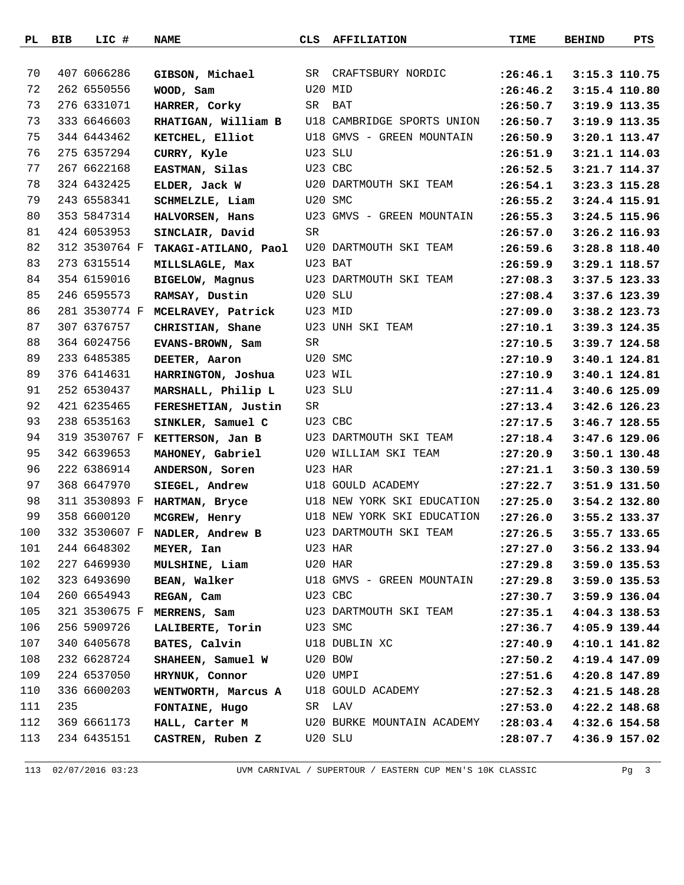| PL | BIB | LIC # | NAME | CLS | AFFILIATION | TIME | BEHIND | PTS |
|---|---|---|---|---|---|---|---|---|
| 70 | 407 | 6066286 | **GIBSON, Michael** | SR | CRAFTSBURY NORDIC | **:26:46.1** | **3:15.3** | **110.75** |
| 72 | 262 | 6550556 | **WOOD, Sam** | U20 | MID | **:26:46.2** | **3:15.4** | **110.80** |
| 73 | 276 | 6331071 | **HARRER, Corky** | SR | BAT | **:26:50.7** | **3:19.9** | **113.35** |
| 73 | 333 | 6646603 | **RHATIGAN, William B** | U18 | CAMBRIDGE SPORTS UNION | **:26:50.7** | **3:19.9** | **113.35** |
| 75 | 344 | 6443462 | **KETCHEL, Elliot** | U18 | GMVS - GREEN MOUNTAIN | **:26:50.9** | **3:20.1** | **113.47** |
| 76 | 275 | 6357294 | **CURRY, Kyle** | U23 | SLU | **:26:51.9** | **3:21.1** | **114.03** |
| 77 | 267 | 6622168 | **EASTMAN, Silas** | U23 | CBC | **:26:52.5** | **3:21.7** | **114.37** |
| 78 | 324 | 6432425 | **ELDER, Jack W** | U20 | DARTMOUTH SKI TEAM | **:26:54.1** | **3:23.3** | **115.28** |
| 79 | 243 | 6558341 | **SCHMELZLE, Liam** | U20 | SMC | **:26:55.2** | **3:24.4** | **115.91** |
| 80 | 353 | 5847314 | **HALVORSEN, Hans** | U23 | GMVS - GREEN MOUNTAIN | **:26:55.3** | **3:24.5** | **115.96** |
| 81 | 424 | 6053953 | **SINCLAIR, David** | SR | | **:26:57.0** | **3:26.2** | **116.93** |
| 82 | 312 | 3530764 F | **TAKAGI-ATILANO, Paol** | U20 | DARTMOUTH SKI TEAM | **:26:59.6** | **3:28.8** | **118.40** |
| 83 | 273 | 6315514 | **MILLSLAGLE, Max** | U23 | BAT | **:26:59.9** | **3:29.1** | **118.57** |
| 84 | 354 | 6159016 | **BIGELOW, Magnus** | U23 | DARTMOUTH SKI TEAM | **:27:08.3** | **3:37.5** | **123.33** |
| 85 | 246 | 6595573 | **RAMSAY, Dustin** | U20 | SLU | **:27:08.4** | **3:37.6** | **123.39** |
| 86 | 281 | 3530774 F | **MCELRAVEY, Patrick** | U23 | MID | **:27:09.0** | **3:38.2** | **123.73** |
| 87 | 307 | 6376757 | **CHRISTIAN, Shane** | U23 | UNH SKI TEAM | **:27:10.1** | **3:39.3** | **124.35** |
| 88 | 364 | 6024756 | **EVANS-BROWN, Sam** | SR | | **:27:10.5** | **3:39.7** | **124.58** |
| 89 | 233 | 6485385 | **DEETER, Aaron** | U20 | SMC | **:27:10.9** | **3:40.1** | **124.81** |
| 89 | 376 | 6414631 | **HARRINGTON, Joshua** | U23 | WIL | **:27:10.9** | **3:40.1** | **124.81** |
| 91 | 252 | 6530437 | **MARSHALL, Philip L** | U23 | SLU | **:27:11.4** | **3:40.6** | **125.09** |
| 92 | 421 | 6235465 | **FERESHETIAN, Justin** | SR | | **:27:13.4** | **3:42.6** | **126.23** |
| 93 | 238 | 6535163 | **SINKLER, Samuel C** | U23 | CBC | **:27:17.5** | **3:46.7** | **128.55** |
| 94 | 319 | 3530767 F | **KETTERSON, Jan B** | U23 | DARTMOUTH SKI TEAM | **:27:18.4** | **3:47.6** | **129.06** |
| 95 | 342 | 6639653 | **MAHONEY, Gabriel** | U20 | WILLIAM SKI TEAM | **:27:20.9** | **3:50.1** | **130.48** |
| 96 | 222 | 6386914 | **ANDERSON, Soren** | U23 | HAR | **:27:21.1** | **3:50.3** | **130.59** |
| 97 | 368 | 6647970 | **SIEGEL, Andrew** | U18 | GOULD ACADEMY | **:27:22.7** | **3:51.9** | **131.50** |
| 98 | 311 | 3530893 F | **HARTMAN, Bryce** | U18 | NEW YORK SKI EDUCATION | **:27:25.0** | **3:54.2** | **132.80** |
| 99 | 358 | 6600120 | **MCGREW, Henry** | U18 | NEW YORK SKI EDUCATION | **:27:26.0** | **3:55.2** | **133.37** |
| 100 | 332 | 3530607 F | **NADLER, Andrew B** | U23 | DARTMOUTH SKI TEAM | **:27:26.5** | **3:55.7** | **133.65** |
| 101 | 244 | 6648302 | **MEYER, Ian** | U23 | HAR | **:27:27.0** | **3:56.2** | **133.94** |
| 102 | 227 | 6469930 | **MULSHINE, Liam** | U20 | HAR | **:27:29.8** | **3:59.0** | **135.53** |
| 102 | 323 | 6493690 | **BEAN, Walker** | U18 | GMVS - GREEN MOUNTAIN | **:27:29.8** | **3:59.0** | **135.53** |
| 104 | 260 | 6654943 | **REGAN, Cam** | U23 | CBC | **:27:30.7** | **3:59.9** | **136.04** |
| 105 | 321 | 3530675 F | **MERRENS, Sam** | U23 | DARTMOUTH SKI TEAM | **:27:35.1** | **4:04.3** | **138.53** |
| 106 | 256 | 5909726 | **LALIBERTE, Torin** | U23 | SMC | **:27:36.7** | **4:05.9** | **139.44** |
| 107 | 340 | 6405678 | **BATES, Calvin** | U18 | DUBLIN XC | **:27:40.9** | **4:10.1** | **141.82** |
| 108 | 232 | 6628724 | **SHAHEEN, Samuel W** | U20 | BOW | **:27:50.2** | **4:19.4** | **147.09** |
| 109 | 224 | 6537050 | **HRYNUK, Connor** | U20 | UMPI | **:27:51.6** | **4:20.8** | **147.89** |
| 110 | 336 | 6600203 | **WENTWORTH, Marcus A** | U18 | GOULD ACADEMY | **:27:52.3** | **4:21.5** | **148.28** |
| 111 | 235 | | **FONTAINE, Hugo** | SR | LAV | **:27:53.0** | **4:22.2** | **148.68** |
| 112 | 369 | 6661173 | **HALL, Carter M** | U20 | BURKE MOUNTAIN ACADEMY | **:28:03.4** | **4:32.6** | **154.58** |
| 113 | 234 | 6435151 | **CASTREN, Ruben Z** | U20 | SLU | **:28:07.7** | **4:36.9** | **157.02** |

113 02/07/2016 03:23 UVM CARNIVAL / SUPERTOUR / EASTERN CUP MEN'S 10K CLASSIC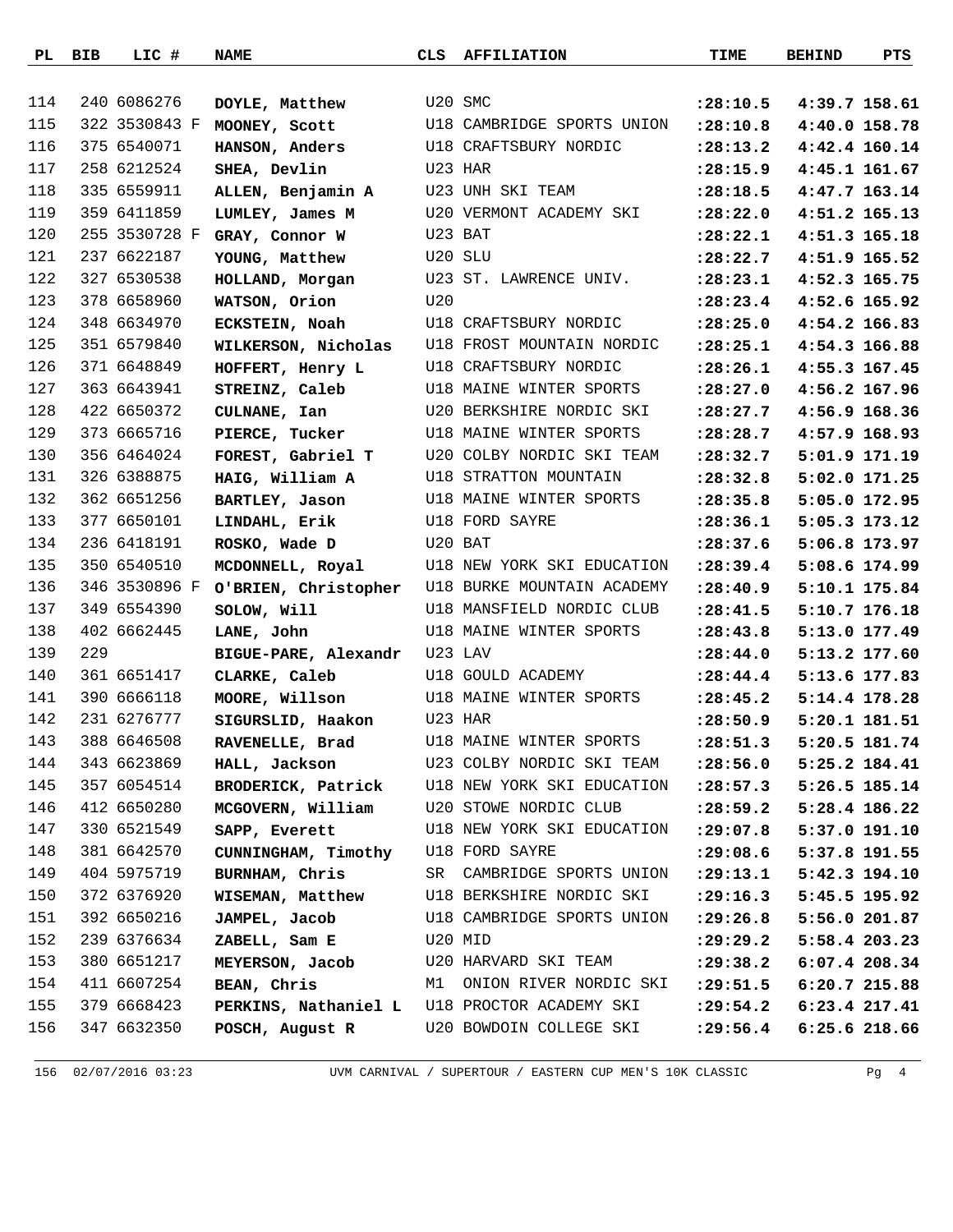| PL | BIB | LIC # | NAME | CLS | AFFILIATION | TIME | BEHIND | PTS |
|---|---|---|---|---|---|---|---|---|
| 114 | 240 | 6086276 | **DOYLE, Matthew** | U20 | SMC | **:28:10.5** | **4:39.7** | **158.61** |
| 115 | 322 | 3530843 F | **MOONEY, Scott** | U18 | CAMBRIDGE SPORTS UNION | **:28:10.8** | **4:40.0** | **158.78** |
| 116 | 375 | 6540071 | **HANSON, Anders** | U18 | CRAFTSBURY NORDIC | **:28:13.2** | **4:42.4** | **160.14** |
| 117 | 258 | 6212524 | **SHEA, Devlin** | U23 | HAR | **:28:15.9** | **4:45.1** | **161.67** |
| 118 | 335 | 6559911 | **ALLEN, Benjamin A** | U23 | UNH SKI TEAM | **:28:18.5** | **4:47.7** | **163.14** |
| 119 | 359 | 6411859 | **LUMLEY, James M** | U20 | VERMONT ACADEMY SKI | **:28:22.0** | **4:51.2** | **165.13** |
| 120 | 255 | 3530728 F | **GRAY, Connor W** | U23 | BAT | **:28:22.1** | **4:51.3** | **165.18** |
| 121 | 237 | 6622187 | **YOUNG, Matthew** | U20 | SLU | **:28:22.7** | **4:51.9** | **165.52** |
| 122 | 327 | 6530538 | **HOLLAND, Morgan** | U23 | ST. LAWRENCE UNIV. | **:28:23.1** | **4:52.3** | **165.75** |
| 123 | 378 | 6658960 | **WATSON, Orion** | U20 | | **:28:23.4** | **4:52.6** | **165.92** |
| 124 | 348 | 6634970 | **ECKSTEIN, Noah** | U18 | CRAFTSBURY NORDIC | **:28:25.0** | **4:54.2** | **166.83** |
| 125 | 351 | 6579840 | **WILKERSON, Nicholas** | U18 | FROST MOUNTAIN NORDIC | **:28:25.1** | **4:54.3** | **166.88** |
| 126 | 371 | 6648849 | **HOFFERT, Henry L** | U18 | CRAFTSBURY NORDIC | **:28:26.1** | **4:55.3** | **167.45** |
| 127 | 363 | 6643941 | **STREINZ, Caleb** | U18 | MAINE WINTER SPORTS | **:28:27.0** | **4:56.2** | **167.96** |
| 128 | 422 | 6650372 | **CULNANE, Ian** | U20 | BERKSHIRE NORDIC SKI | **:28:27.7** | **4:56.9** | **168.36** |
| 129 | 373 | 6665716 | **PIERCE, Tucker** | U18 | MAINE WINTER SPORTS | **:28:28.7** | **4:57.9** | **168.93** |
| 130 | 356 | 6464024 | **FOREST, Gabriel T** | U20 | COLBY NORDIC SKI TEAM | **:28:32.7** | **5:01.9** | **171.19** |
| 131 | 326 | 6388875 | **HAIG, William A** | U18 | STRATTON MOUNTAIN | **:28:32.8** | **5:02.0** | **171.25** |
| 132 | 362 | 6651256 | **BARTLEY, Jason** | U18 | MAINE WINTER SPORTS | **:28:35.8** | **5:05.0** | **172.95** |
| 133 | 377 | 6650101 | **LINDAHL, Erik** | U18 | FORD SAYRE | **:28:36.1** | **5:05.3** | **173.12** |
| 134 | 236 | 6418191 | **ROSKO, Wade D** | U20 | BAT | **:28:37.6** | **5:06.8** | **173.97** |
| 135 | 350 | 6540510 | **MCDONNELL, Royal** | U18 | NEW YORK SKI EDUCATION | **:28:39.4** | **5:08.6** | **174.99** |
| 136 | 346 | 3530896 F | **O'BRIEN, Christopher** | U18 | BURKE MOUNTAIN ACADEMY | **:28:40.9** | **5:10.1** | **175.84** |
| 137 | 349 | 6554390 | **SOLOW, Will** | U18 | MANSFIELD NORDIC CLUB | **:28:41.5** | **5:10.7** | **176.18** |
| 138 | 402 | 6662445 | **LANE, John** | U18 | MAINE WINTER SPORTS | **:28:43.8** | **5:13.0** | **177.49** |
| 139 | 229 | | **BIGUE-PARE, Alexandr** | U23 | LAV | **:28:44.0** | **5:13.2** | **177.60** |
| 140 | 361 | 6651417 | **CLARKE, Caleb** | U18 | GOULD ACADEMY | **:28:44.4** | **5:13.6** | **177.83** |
| 141 | 390 | 6666118 | **MOORE, Willson** | U18 | MAINE WINTER SPORTS | **:28:45.2** | **5:14.4** | **178.28** |
| 142 | 231 | 6276777 | **SIGURSLID, Haakon** | U23 | HAR | **:28:50.9** | **5:20.1** | **181.51** |
| 143 | 388 | 6646508 | **RAVENELLE, Brad** | U18 | MAINE WINTER SPORTS | **:28:51.3** | **5:20.5** | **181.74** |
| 144 | 343 | 6623869 | **HALL, Jackson** | U23 | COLBY NORDIC SKI TEAM | **:28:56.0** | **5:25.2** | **184.41** |
| 145 | 357 | 6054514 | **BRODERICK, Patrick** | U18 | NEW YORK SKI EDUCATION | **:28:57.3** | **5:26.5** | **185.14** |
| 146 | 412 | 6650280 | **MCGOVERN, William** | U20 | STOWE NORDIC CLUB | **:28:59.2** | **5:28.4** | **186.22** |
| 147 | 330 | 6521549 | **SAPP, Everett** | U18 | NEW YORK SKI EDUCATION | **:29:07.8** | **5:37.0** | **191.10** |
| 148 | 381 | 6642570 | **CUNNINGHAM, Timothy** | U18 | FORD SAYRE | **:29:08.6** | **5:37.8** | **191.55** |
| 149 | 404 | 5975719 | **BURNHAM, Chris** | SR | CAMBRIDGE SPORTS UNION | **:29:13.1** | **5:42.3** | **194.10** |
| 150 | 372 | 6376920 | **WISEMAN, Matthew** | U18 | BERKSHIRE NORDIC SKI | **:29:16.3** | **5:45.5** | **195.92** |
| 151 | 392 | 6650216 | **JAMPEL, Jacob** | U18 | CAMBRIDGE SPORTS UNION | **:29:26.8** | **5:56.0** | **201.87** |
| 152 | 239 | 6376634 | **ZABELL, Sam E** | U20 | MID | **:29:29.2** | **5:58.4** | **203.23** |
| 153 | 380 | 6651217 | **MEYERSON, Jacob** | U20 | HARVARD SKI TEAM | **:29:38.2** | **6:07.4** | **208.34** |
| 154 | 411 | 6607254 | **BEAN, Chris** | M1 | ONION RIVER NORDIC SKI | **:29:51.5** | **6:20.7** | **215.88** |
| 155 | 379 | 6668423 | **PERKINS, Nathaniel L** | U18 | PROCTOR ACADEMY SKI | **:29:54.2** | **6:23.4** | **217.41** |
| 156 | 347 | 6632350 | **POSCH, August R** | U20 | BOWDOIN COLLEGE SKI | **:29:56.4** | **6:25.6** | **218.66** |

156 02/07/2016 03:23 UVM CARNIVAL / SUPERTOUR / EASTERN CUP MEN'S 10K CLASSIC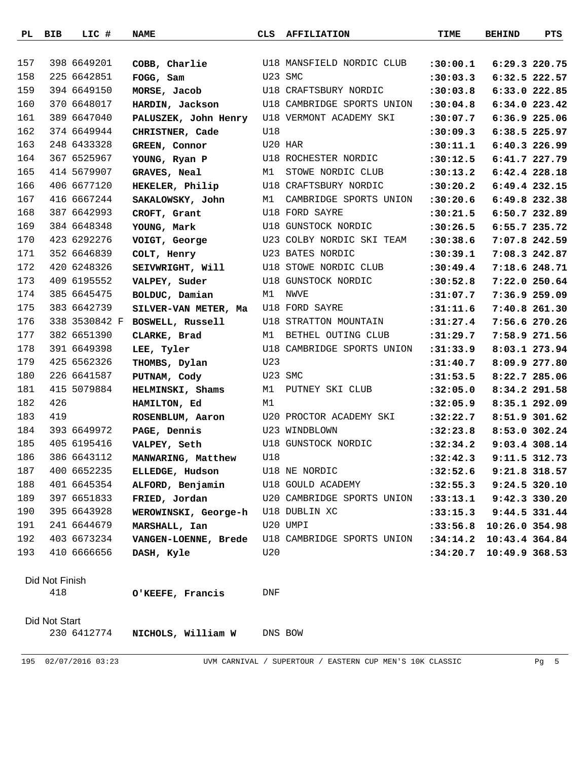| PL | BIB | LIC # | NAME | CLS | AFFILIATION | TIME | BEHIND | PTS |
|---|---|---|---|---|---|---|---|---|
| 157 | 398 | 6649201 | **COBB, Charlie** | U18 | MANSFIELD NORDIC CLUB | **:30:00.1** | **6:29.3** | **220.75** |
| 158 | 225 | 6642851 | **FOGG, Sam** | U23 | SMC | **:30:03.3** | **6:32.5** | **222.57** |
| 159 | 394 | 6649150 | **MORSE, Jacob** | U18 | CRAFTSBURY NORDIC | **:30:03.8** | **6:33.0** | **222.85** |
| 160 | 370 | 6648017 | **HARDIN, Jackson** | U18 | CAMBRIDGE SPORTS UNION | **:30:04.8** | **6:34.0** | **223.42** |
| 161 | 389 | 6647040 | **PALUSZEK, John Henry** | U18 | VERMONT ACADEMY SKI | **:30:07.7** | **6:36.9** | **225.06** |
| 162 | 374 | 6649944 | **CHRISTNER, Cade** | U18 | | **:30:09.3** | **6:38.5** | **225.97** |
| 163 | 248 | 6433328 | **GREEN, Connor** | U20 | HAR | **:30:11.1** | **6:40.3** | **226.99** |
| 164 | 367 | 6525967 | **YOUNG, Ryan P** | U18 | ROCHESTER NORDIC | **:30:12.5** | **6:41.7** | **227.79** |
| 165 | 414 | 5679907 | **GRAVES, Neal** | M1 | STOWE NORDIC CLUB | **:30:13.2** | **6:42.4** | **228.18** |
| 166 | 406 | 6677120 | **HEKELER, Philip** | U18 | CRAFTSBURY NORDIC | **:30:20.2** | **6:49.4** | **232.15** |
| 167 | 416 | 6667244 | **SAKALOWSKY, John** | M1 | CAMBRIDGE SPORTS UNION | **:30:20.6** | **6:49.8** | **232.38** |
| 168 | 387 | 6642993 | **CROFT, Grant** | U18 | FORD SAYRE | **:30:21.5** | **6:50.7** | **232.89** |
| 169 | 384 | 6648348 | **YOUNG, Mark** | U18 | GUNSTOCK NORDIC | **:30:26.5** | **6:55.7** | **235.72** |
| 170 | 423 | 6292276 | **VOIGT, George** | U23 | COLBY NORDIC SKI TEAM | **:30:38.6** | **7:07.8** | **242.59** |
| 171 | 352 | 6646839 | **COLT, Henry** | U23 | BATES NORDIC | **:30:39.1** | **7:08.3** | **242.87** |
| 172 | 420 | 6248326 | **SEIVWRIGHT, Will** | U18 | STOWE NORDIC CLUB | **:30:49.4** | **7:18.6** | **248.71** |
| 173 | 409 | 6195552 | **VALPEY, Suder** | U18 | GUNSTOCK NORDIC | **:30:52.8** | **7:22.0** | **250.64** |
| 174 | 385 | 6645475 | **BOLDUC, Damian** | M1 | NWVE | **:31:07.7** | **7:36.9** | **259.09** |
| 175 | 383 | 6642739 | **SILVER-VAN METER, Ma** | U18 | FORD SAYRE | **:31:11.6** | **7:40.8** | **261.30** |
| 176 | 338 | 3530842 F | **BOSWELL, Russell** | U18 | STRATTON MOUNTAIN | **:31:27.4** | **7:56.6** | **270.26** |
| 177 | 382 | 6651390 | **CLARKE, Brad** | M1 | BETHEL OUTING CLUB | **:31:29.7** | **7:58.9** | **271.56** |
| 178 | 391 | 6649398 | **LEE, Tyler** | U18 | CAMBRIDGE SPORTS UNION | **:31:33.9** | **8:03.1** | **273.94** |
| 179 | 425 | 6562326 | **THOMBS, Dylan** | U23 | | **:31:40.7** | **8:09.9** | **277.80** |
| 180 | 226 | 6641587 | **PUTNAM, Cody** | U23 | SMC | **:31:53.5** | **8:22.7** | **285.06** |
| 181 | 415 | 5079884 | **HELMINSKI, Shams** | M1 | PUTNEY SKI CLUB | **:32:05.0** | **8:34.2** | **291.58** |
| 182 | 426 | | **HAMILTON, Ed** | M1 | | **:32:05.9** | **8:35.1** | **292.09** |
| 183 | 419 | | **ROSENBLUM, Aaron** | U20 | PROCTOR ACADEMY SKI | **:32:22.7** | **8:51.9** | **301.62** |
| 184 | 393 | 6649972 | **PAGE, Dennis** | U23 | WINDBLOWN | **:32:23.8** | **8:53.0** | **302.24** |
| 185 | 405 | 6195416 | **VALPEY, Seth** | U18 | GUNSTOCK NORDIC | **:32:34.2** | **9:03.4** | **308.14** |
| 186 | 386 | 6643112 | **MANWARING, Matthew** | U18 | | **:32:42.3** | **9:11.5** | **312.73** |
| 187 | 400 | 6652235 | **ELLEDGE, Hudson** | U18 | NE NORDIC | **:32:52.6** | **9:21.8** | **318.57** |
| 188 | 401 | 6645354 | **ALFORD, Benjamin** | U18 | GOULD ACADEMY | **:32:55.3** | **9:24.5** | **320.10** |
| 189 | 397 | 6651833 | **FRIED, Jordan** | U20 | CAMBRIDGE SPORTS UNION | **:33:13.1** | **9:42.3** | **330.20** |
| 190 | 395 | 6643928 | **WEROWINSKI, George-h** | U18 | DUBLIN XC | **:33:15.3** | **9:44.5** | **331.44** |
| 191 | 241 | 6644679 | **MARSHALL, Ian** | U20 | UMPI | **:33:56.8** | **10:26.0** | **354.98** |
| 192 | 403 | 6673234 | **VANGEN-LOENNE, Brede** | U18 | CAMBRIDGE SPORTS UNION | **:34:14.2** | **10:43.4** | **364.84** |
| 193 | 410 | 6666656 | **DASH, Kyle** | U20 | | **:34:20.7** | **10:49.9** | **368.53** |

Did Not Finish

| BIB | LIC # | NAME | CLS | AFFILIATION |
|---|---|---|---|---|
| 418 | | **O'KEEFE, Francis** | DNF | |

Did Not Start

| BIB | LIC # | NAME | CLS | AFFILIATION |
|---|---|---|---|---|
| 230 | 6412774 | **NICHOLS, William W** | DNS | BOW |

195 02/07/2016 03:23 UVM CARNIVAL / SUPERTOUR / EASTERN CUP MEN'S 10K CLASSIC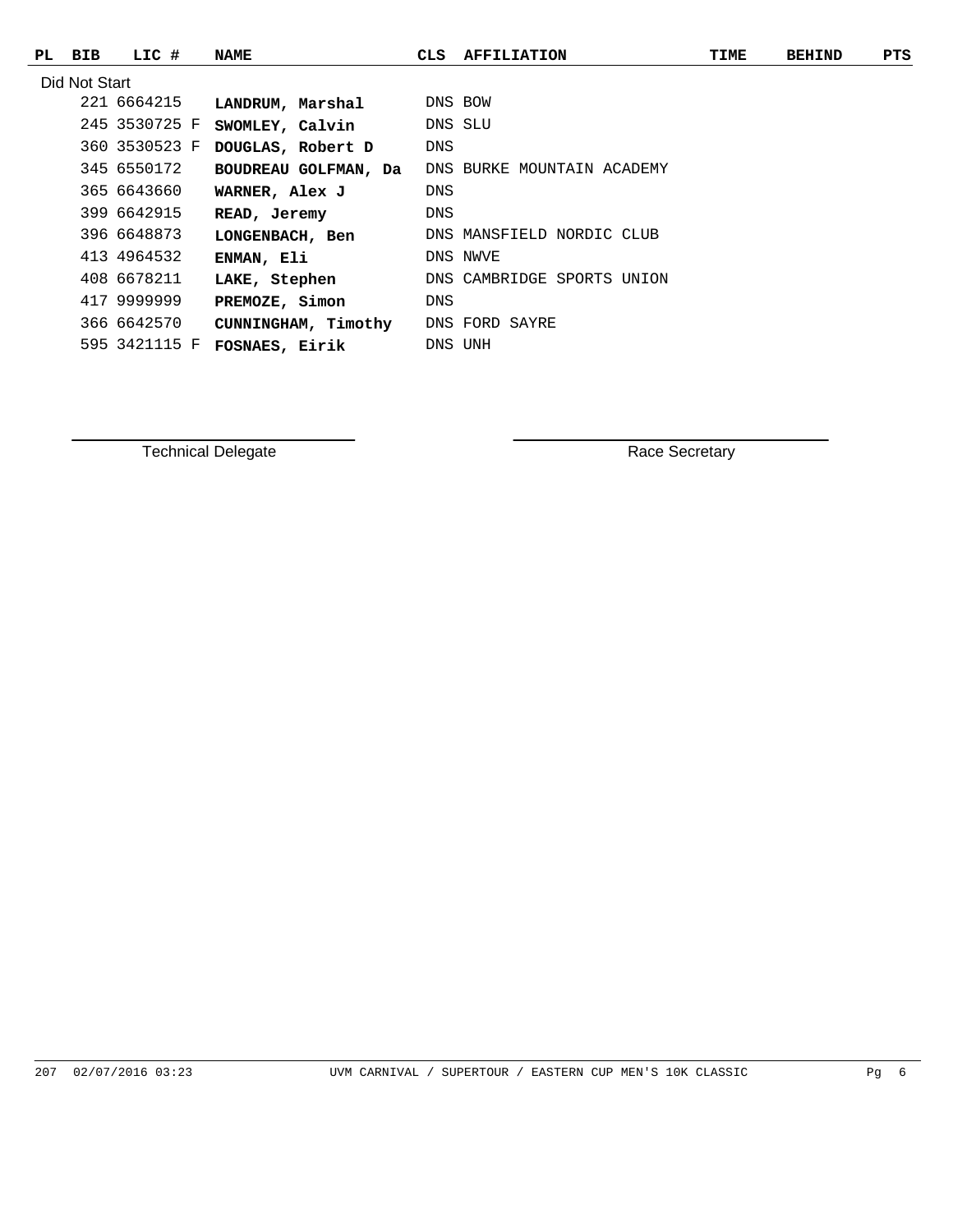| PL | BIB | LIC # | NAME | CLS | AFFILIATION | TIME | BEHIND | PTS |
|---|---|---|---|---|---|---|---|---|
| Did Not Start | | | | | | | | |
| | 221 | 6664215 | **LANDRUM, Marshal** | DNS | BOW | | | |
| | 245 | 3530725 F | **SWOMLEY, Calvin** | DNS | SLU | | | |
| | 360 | 3530523 F | **DOUGLAS, Robert D** | DNS | | | | |
| | 345 | 6550172 | **BOUDREAU GOLFMAN, Da** | DNS | BURKE MOUNTAIN ACADEMY | | | |
| | 365 | 6643660 | **WARNER, Alex J** | DNS | | | | |
| | 399 | 6642915 | **READ, Jeremy** | DNS | | | | |
| | 396 | 6648873 | **LONGENBACH, Ben** | DNS | MANSFIELD NORDIC CLUB | | | |
| | 413 | 4964532 | **ENMAN, Eli** | DNS | NWVE | | | |
| | 408 | 6678211 | **LAKE, Stephen** | DNS | CAMBRIDGE SPORTS UNION | | | |
| | 417 | 9999999 | **PREMOZE, Simon** | DNS | | | | |
| | 366 | 6642570 | **CUNNINGHAM, Timothy** | DNS | FORD SAYRE | | | |
| | 595 | 3421115 F | **FOSNAES, Eirik** | DNS | UNH | | | |

Technical Delegate

Race Secretary